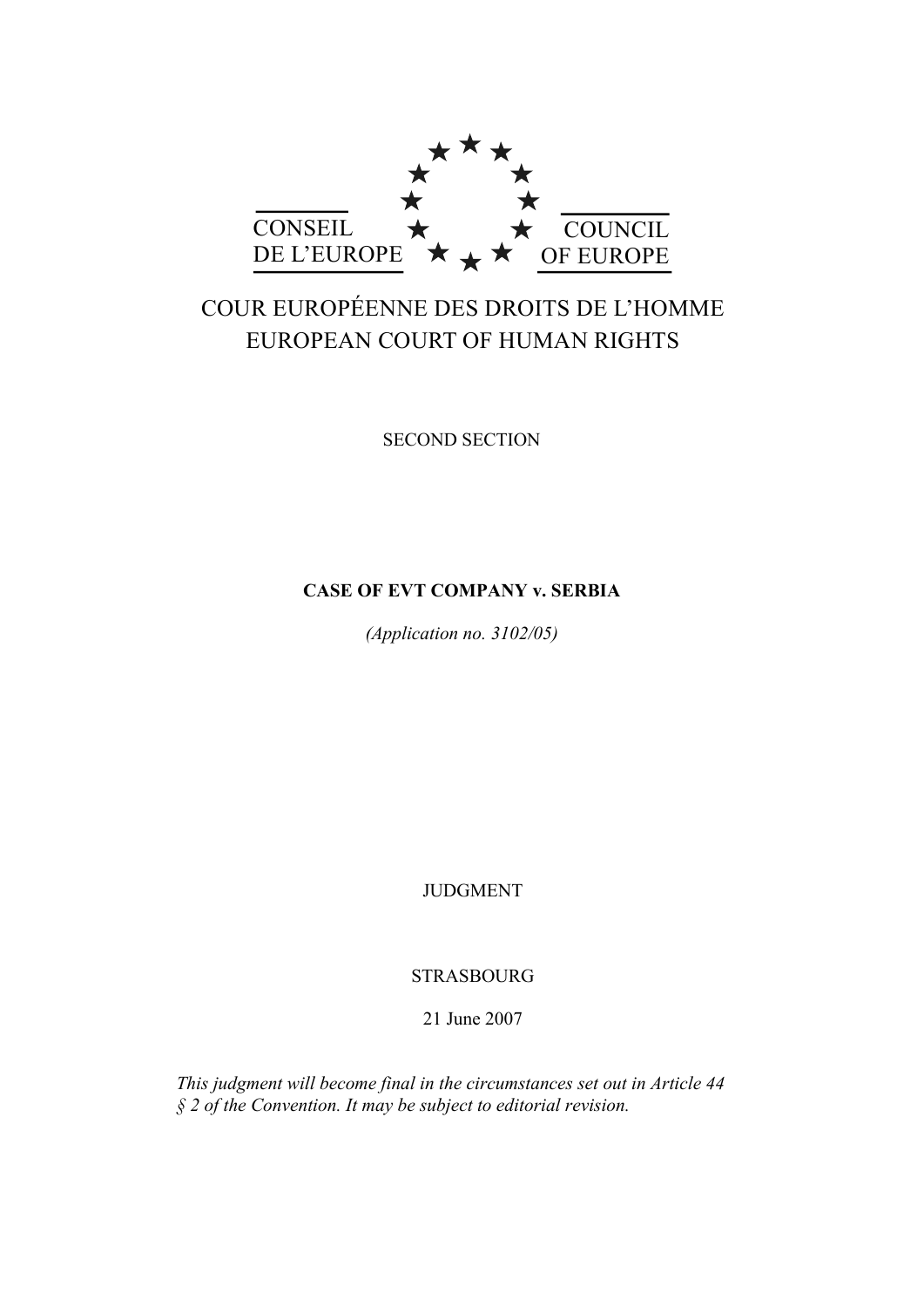CONSEIL DE L'EUROPE

COUNCIL OF EUROPE

COUR EUROPÉENNE DES DROITS DE L'HOMME
EUROPEAN COURT OF HUMAN RIGHTS

SECOND SECTION

**CASE OF EVT COMPANY v. SERBIA**

*(Application no. 3102/05)*

JUDGMENT

STRASBOURG

21 June 2007

*This judgment will become final in the circumstances set out in Article 44 § 2 of the Convention. It may be subject to editorial revision.*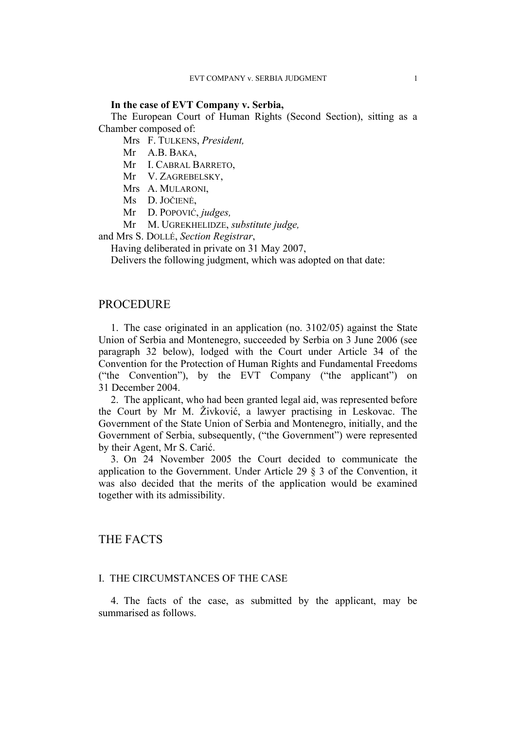**In the case of EVT Company v. Serbia,**

The European Court of Human Rights (Second Section), sitting as a Chamber composed of:

Mrs F. TULKENS, *President,*
Mr A.B. BAKA,
Mr I. CABRAL BARRETO,
Mr V. ZAGREBELSKY,
Mrs A. MULARONI,
Ms D. JOČIENĖ,
Mr D. POPOVIĆ, *judges,*
Mr M. UGREKHELIDZE, *substitute judge,*

and Mrs S. DOLLÉ, *Section Registrar*,

Having deliberated in private on 31 May 2007,

Delivers the following judgment, which was adopted on that date:

# PROCEDURE

1. The case originated in an application (no. 3102/05) against the State Union of Serbia and Montenegro, succeeded by Serbia on 3 June 2006 (see paragraph 32 below), lodged with the Court under Article 34 of the Convention for the Protection of Human Rights and Fundamental Freedoms ("the Convention"), by the EVT Company ("the applicant") on 31 December 2004.

2. The applicant, who had been granted legal aid, was represented before the Court by Mr M. Živković, a lawyer practising in Leskovac. The Government of the State Union of Serbia and Montenegro, initially, and the Government of Serbia, subsequently, ("the Government") were represented by their Agent, Mr S. Carić.

3. On 24 November 2005 the Court decided to communicate the application to the Government. Under Article 29 § 3 of the Convention, it was also decided that the merits of the application would be examined together with its admissibility.

# THE FACTS

## I. THE CIRCUMSTANCES OF THE CASE

4. The facts of the case, as submitted by the applicant, may be summarised as follows.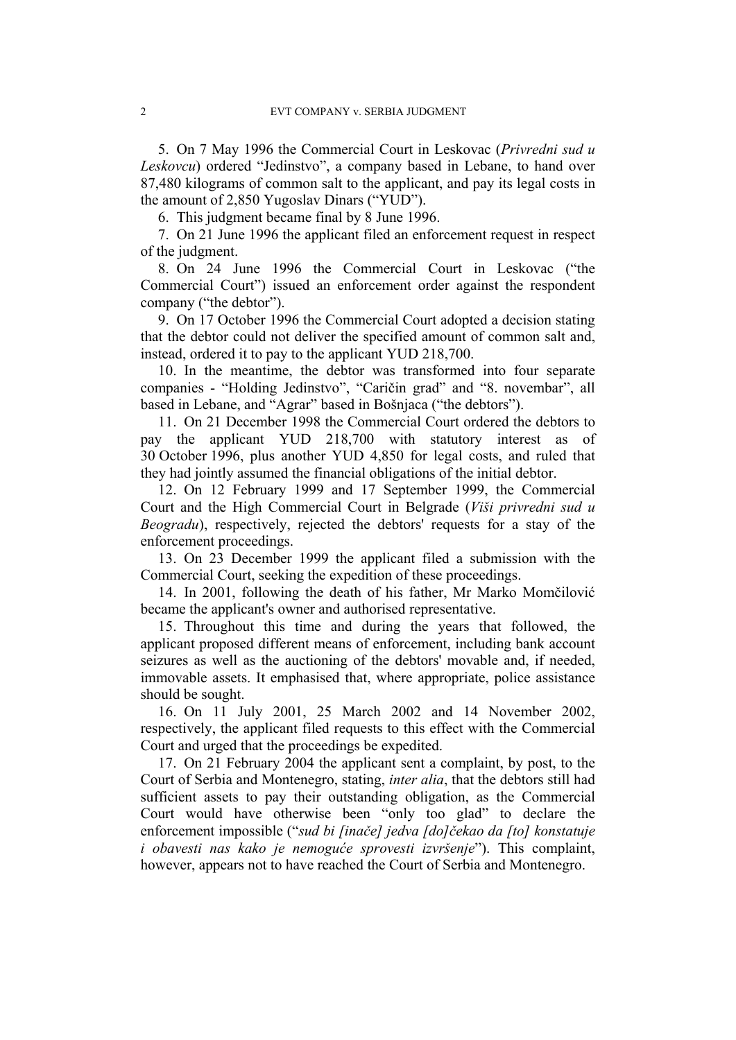5. On 7 May 1996 the Commercial Court in Leskovac (*Privredni sud u Leskovcu*) ordered "Jedinstvo", a company based in Lebane, to hand over 87,480 kilograms of common salt to the applicant, and pay its legal costs in the amount of 2,850 Yugoslav Dinars ("YUD").

6. This judgment became final by 8 June 1996.

7. On 21 June 1996 the applicant filed an enforcement request in respect of the judgment.

8. On 24 June 1996 the Commercial Court in Leskovac ("the Commercial Court") issued an enforcement order against the respondent company ("the debtor").

9. On 17 October 1996 the Commercial Court adopted a decision stating that the debtor could not deliver the specified amount of common salt and, instead, ordered it to pay to the applicant YUD 218,700.

10. In the meantime, the debtor was transformed into four separate companies - "Holding Jedinstvo", "Caričin grad" and "8. novembar", all based in Lebane, and "Agrar" based in Bošnjaca ("the debtors").

11. On 21 December 1998 the Commercial Court ordered the debtors to pay the applicant YUD 218,700 with statutory interest as of 30 October 1996, plus another YUD 4,850 for legal costs, and ruled that they had jointly assumed the financial obligations of the initial debtor.

12. On 12 February 1999 and 17 September 1999, the Commercial Court and the High Commercial Court in Belgrade (*Viši privredni sud u Beogradu*), respectively, rejected the debtors' requests for a stay of the enforcement proceedings.

13. On 23 December 1999 the applicant filed a submission with the Commercial Court, seeking the expedition of these proceedings.

14. In 2001, following the death of his father, Mr Marko Momčilović became the applicant's owner and authorised representative.

15. Throughout this time and during the years that followed, the applicant proposed different means of enforcement, including bank account seizures as well as the auctioning of the debtors' movable and, if needed, immovable assets. It emphasised that, where appropriate, police assistance should be sought.

16. On 11 July 2001, 25 March 2002 and 14 November 2002, respectively, the applicant filed requests to this effect with the Commercial Court and urged that the proceedings be expedited.

17. On 21 February 2004 the applicant sent a complaint, by post, to the Court of Serbia and Montenegro, stating, *inter alia*, that the debtors still had sufficient assets to pay their outstanding obligation, as the Commercial Court would have otherwise been "only too glad" to declare the enforcement impossible ("*sud bi [inače] jedva [do]čekao da [to] konstatuje i obavesti nas kako je nemoguće sprovesti izvršenje*"). This complaint, however, appears not to have reached the Court of Serbia and Montenegro.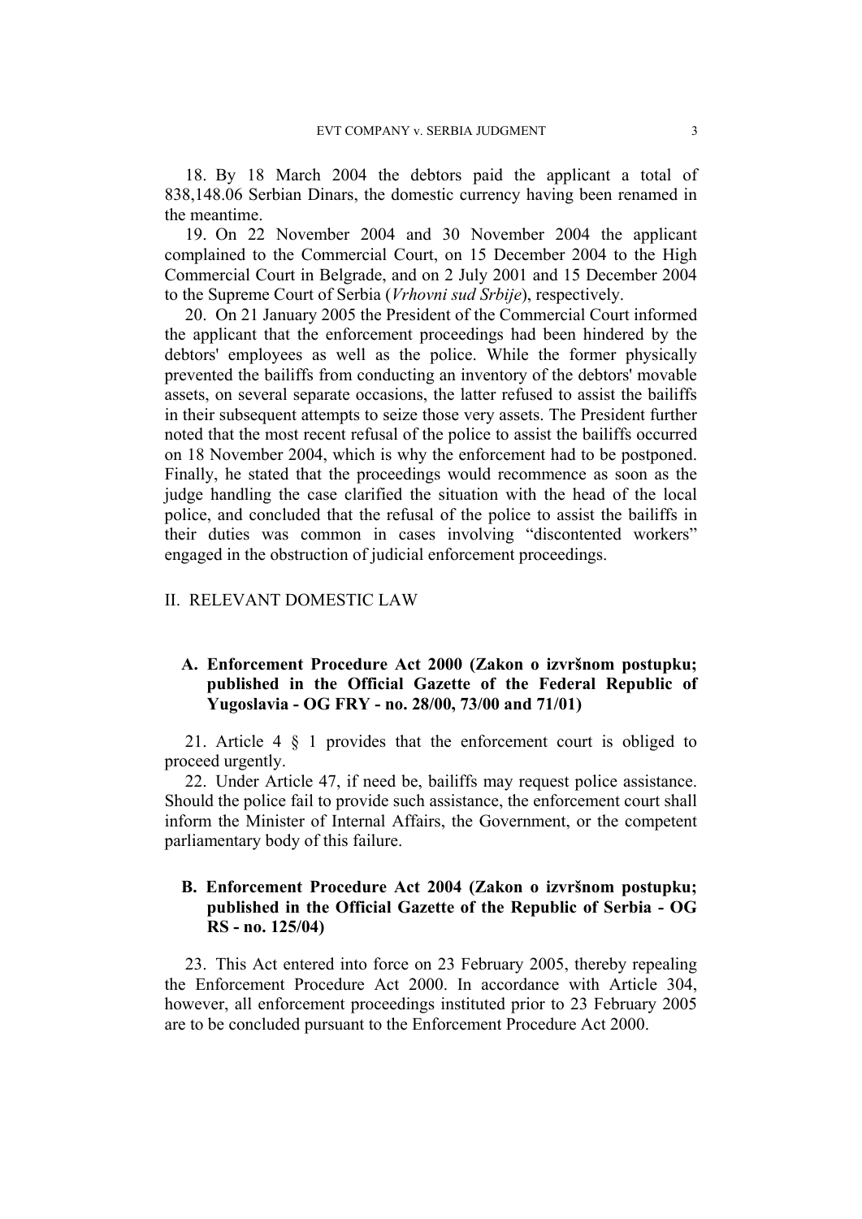18. By 18 March 2004 the debtors paid the applicant a total of 838,148.06 Serbian Dinars, the domestic currency having been renamed in the meantime.

19. On 22 November 2004 and 30 November 2004 the applicant complained to the Commercial Court, on 15 December 2004 to the High Commercial Court in Belgrade, and on 2 July 2001 and 15 December 2004 to the Supreme Court of Serbia (*Vrhovni sud Srbije*), respectively.

20. On 21 January 2005 the President of the Commercial Court informed the applicant that the enforcement proceedings had been hindered by the debtors' employees as well as the police. While the former physically prevented the bailiffs from conducting an inventory of the debtors' movable assets, on several separate occasions, the latter refused to assist the bailiffs in their subsequent attempts to seize those very assets. The President further noted that the most recent refusal of the police to assist the bailiffs occurred on 18 November 2004, which is why the enforcement had to be postponed. Finally, he stated that the proceedings would recommence as soon as the judge handling the case clarified the situation with the head of the local police, and concluded that the refusal of the police to assist the bailiffs in their duties was common in cases involving "discontented workers" engaged in the obstruction of judicial enforcement proceedings.

## II. RELEVANT DOMESTIC LAW

### A. Enforcement Procedure Act 2000 (Zakon o izvršnom postupku; published in the Official Gazette of the Federal Republic of Yugoslavia - OG FRY - no. 28/00, 73/00 and 71/01)

21. Article 4 § 1 provides that the enforcement court is obliged to proceed urgently.

22. Under Article 47, if need be, bailiffs may request police assistance. Should the police fail to provide such assistance, the enforcement court shall inform the Minister of Internal Affairs, the Government, or the competent parliamentary body of this failure.

### B. Enforcement Procedure Act 2004 (Zakon o izvršnom postupku; published in the Official Gazette of the Republic of Serbia - OG RS - no. 125/04)

23. This Act entered into force on 23 February 2005, thereby repealing the Enforcement Procedure Act 2000. In accordance with Article 304, however, all enforcement proceedings instituted prior to 23 February 2005 are to be concluded pursuant to the Enforcement Procedure Act 2000.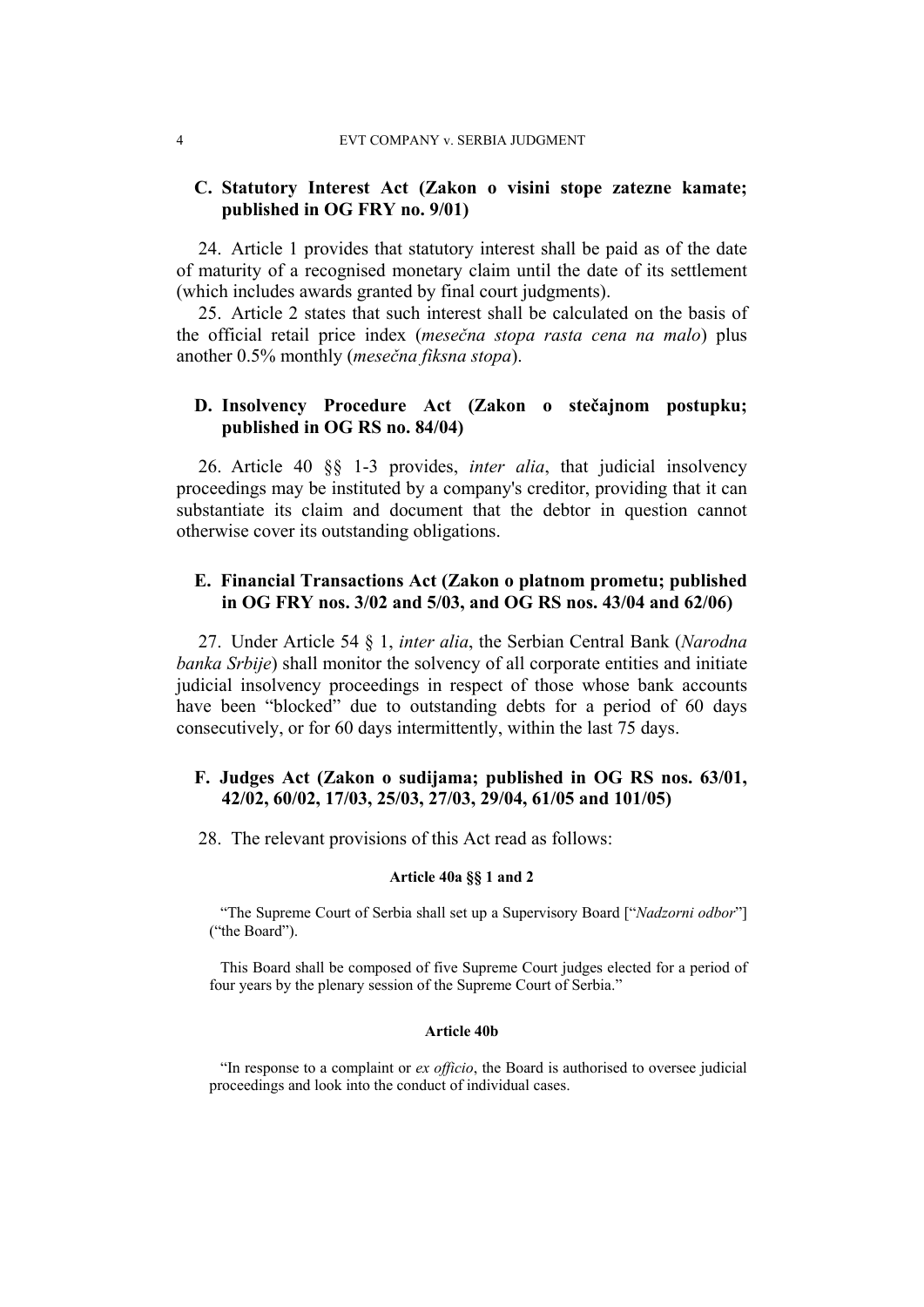### C. Statutory Interest Act (Zakon o visini stope zatezne kamate; published in OG FRY no. 9/01)

24. Article 1 provides that statutory interest shall be paid as of the date of maturity of a recognised monetary claim until the date of its settlement (which includes awards granted by final court judgments).

25. Article 2 states that such interest shall be calculated on the basis of the official retail price index (*mesečna stopa rasta cena na malo*) plus another 0.5% monthly (*mesečna fiksna stopa*).

### D. Insolvency Procedure Act (Zakon o stečajnom postupku; published in OG RS no. 84/04)

26. Article 40 §§ 1-3 provides, *inter alia*, that judicial insolvency proceedings may be instituted by a company's creditor, providing that it can substantiate its claim and document that the debtor in question cannot otherwise cover its outstanding obligations.

### E. Financial Transactions Act (Zakon o platnom prometu; published in OG FRY nos. 3/02 and 5/03, and OG RS nos. 43/04 and 62/06)

27. Under Article 54 § 1, *inter alia*, the Serbian Central Bank (*Narodna banka Srbije*) shall monitor the solvency of all corporate entities and initiate judicial insolvency proceedings in respect of those whose bank accounts have been "blocked" due to outstanding debts for a period of 60 days consecutively, or for 60 days intermittently, within the last 75 days.

### F. Judges Act (Zakon o sudijama; published in OG RS nos. 63/01, 42/02, 60/02, 17/03, 25/03, 27/03, 29/04, 61/05 and 101/05)

28. The relevant provisions of this Act read as follows:

**Article 40a §§ 1 and 2**

"The Supreme Court of Serbia shall set up a Supervisory Board ["*Nadzorni odbor*"] ("the Board").

This Board shall be composed of five Supreme Court judges elected for a period of four years by the plenary session of the Supreme Court of Serbia."

**Article 40b**

"In response to a complaint or *ex officio*, the Board is authorised to oversee judicial proceedings and look into the conduct of individual cases.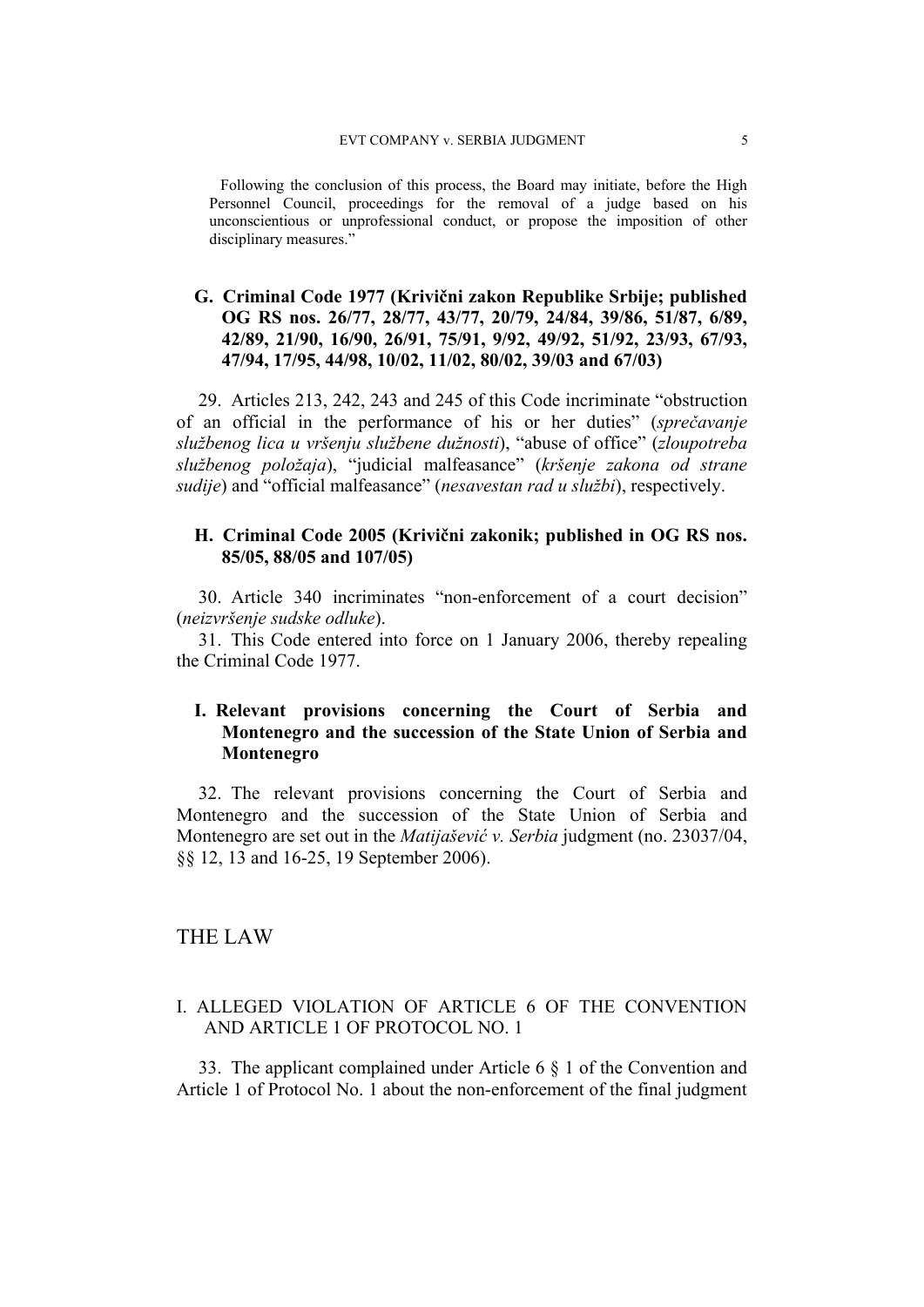Following the conclusion of this process, the Board may initiate, before the High Personnel Council, proceedings for the removal of a judge based on his unconscientious or unprofessional conduct, or propose the imposition of other disciplinary measures."

### G. Criminal Code 1977 (Krivični zakon Republike Srbije; published OG RS nos. 26/77, 28/77, 43/77, 20/79, 24/84, 39/86, 51/87, 6/89, 42/89, 21/90, 16/90, 26/91, 75/91, 9/92, 49/92, 51/92, 23/93, 67/93, 47/94, 17/95, 44/98, 10/02, 11/02, 80/02, 39/03 and 67/03)

29. Articles 213, 242, 243 and 245 of this Code incriminate "obstruction of an official in the performance of his or her duties" (*sprečavanje službenog lica u vršenju službene dužnosti*), "abuse of office" (*zloupotreba službenog položaja*), "judicial malfeasance" (*kršenje zakona od strane sudije*) and "official malfeasance" (*nesavestan rad u službi*), respectively.

### H. Criminal Code 2005 (Krivični zakonik; published in OG RS nos. 85/05, 88/05 and 107/05)

30. Article 340 incriminates "non-enforcement of a court decision" (*neizvršenje sudske odluke*).

31. This Code entered into force on 1 January 2006, thereby repealing the Criminal Code 1977.

### I. Relevant provisions concerning the Court of Serbia and Montenegro and the succession of the State Union of Serbia and Montenegro

32. The relevant provisions concerning the Court of Serbia and Montenegro and the succession of the State Union of Serbia and Montenegro are set out in the *Matijašević v. Serbia* judgment (no. 23037/04, §§ 12, 13 and 16-25, 19 September 2006).

## THE LAW

### I. ALLEGED VIOLATION OF ARTICLE 6 OF THE CONVENTION AND ARTICLE 1 OF PROTOCOL NO. 1

33. The applicant complained under Article 6 § 1 of the Convention and Article 1 of Protocol No. 1 about the non-enforcement of the final judgment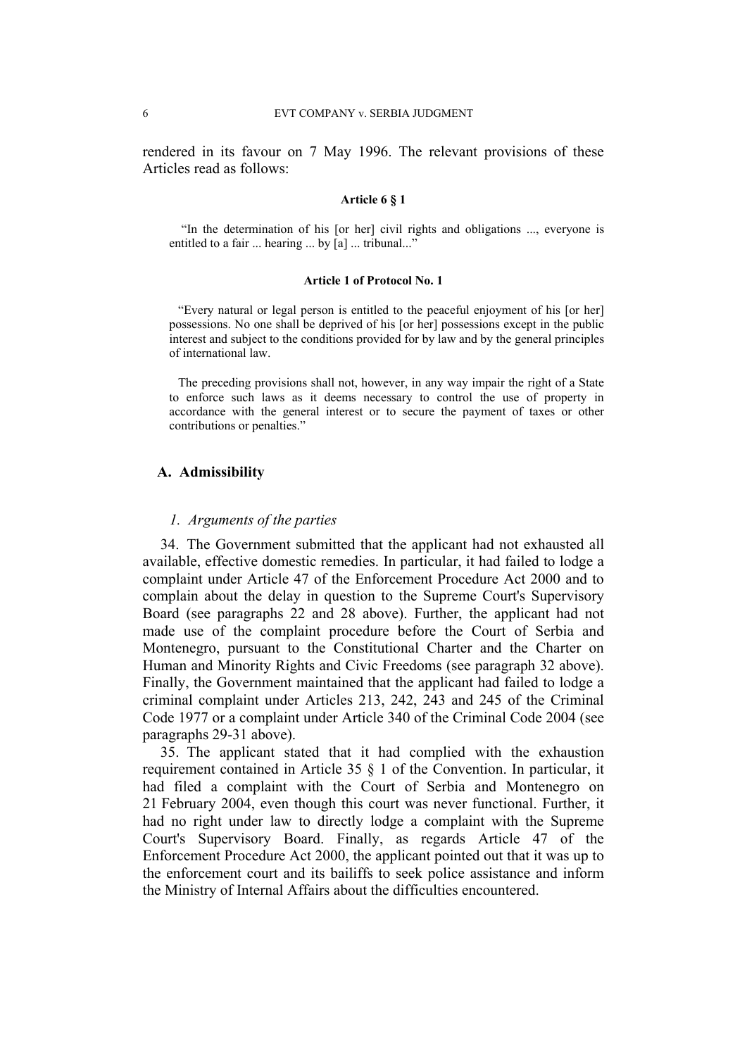rendered in its favour on 7 May 1996. The relevant provisions of these Articles read as follows:

**Article 6 § 1**

> "In the determination of his [or her] civil rights and obligations ..., everyone is entitled to a fair ... hearing ... by [a] ... tribunal..."

**Article 1 of Protocol No. 1**

> "Every natural or legal person is entitled to the peaceful enjoyment of his [or her] possessions. No one shall be deprived of his [or her] possessions except in the public interest and subject to the conditions provided for by law and by the general principles of international law.
>
> The preceding provisions shall not, however, in any way impair the right of a State to enforce such laws as it deems necessary to control the use of property in accordance with the general interest or to secure the payment of taxes or other contributions or penalties."

## A. Admissibility

### *1. Arguments of the parties*

34. The Government submitted that the applicant had not exhausted all available, effective domestic remedies. In particular, it had failed to lodge a complaint under Article 47 of the Enforcement Procedure Act 2000 and to complain about the delay in question to the Supreme Court's Supervisory Board (see paragraphs 22 and 28 above). Further, the applicant had not made use of the complaint procedure before the Court of Serbia and Montenegro, pursuant to the Constitutional Charter and the Charter on Human and Minority Rights and Civic Freedoms (see paragraph 32 above). Finally, the Government maintained that the applicant had failed to lodge a criminal complaint under Articles 213, 242, 243 and 245 of the Criminal Code 1977 or a complaint under Article 340 of the Criminal Code 2004 (see paragraphs 29-31 above).

35. The applicant stated that it had complied with the exhaustion requirement contained in Article 35 § 1 of the Convention. In particular, it had filed a complaint with the Court of Serbia and Montenegro on 21 February 2004, even though this court was never functional. Further, it had no right under law to directly lodge a complaint with the Supreme Court's Supervisory Board. Finally, as regards Article 47 of the Enforcement Procedure Act 2000, the applicant pointed out that it was up to the enforcement court and its bailiffs to seek police assistance and inform the Ministry of Internal Affairs about the difficulties encountered.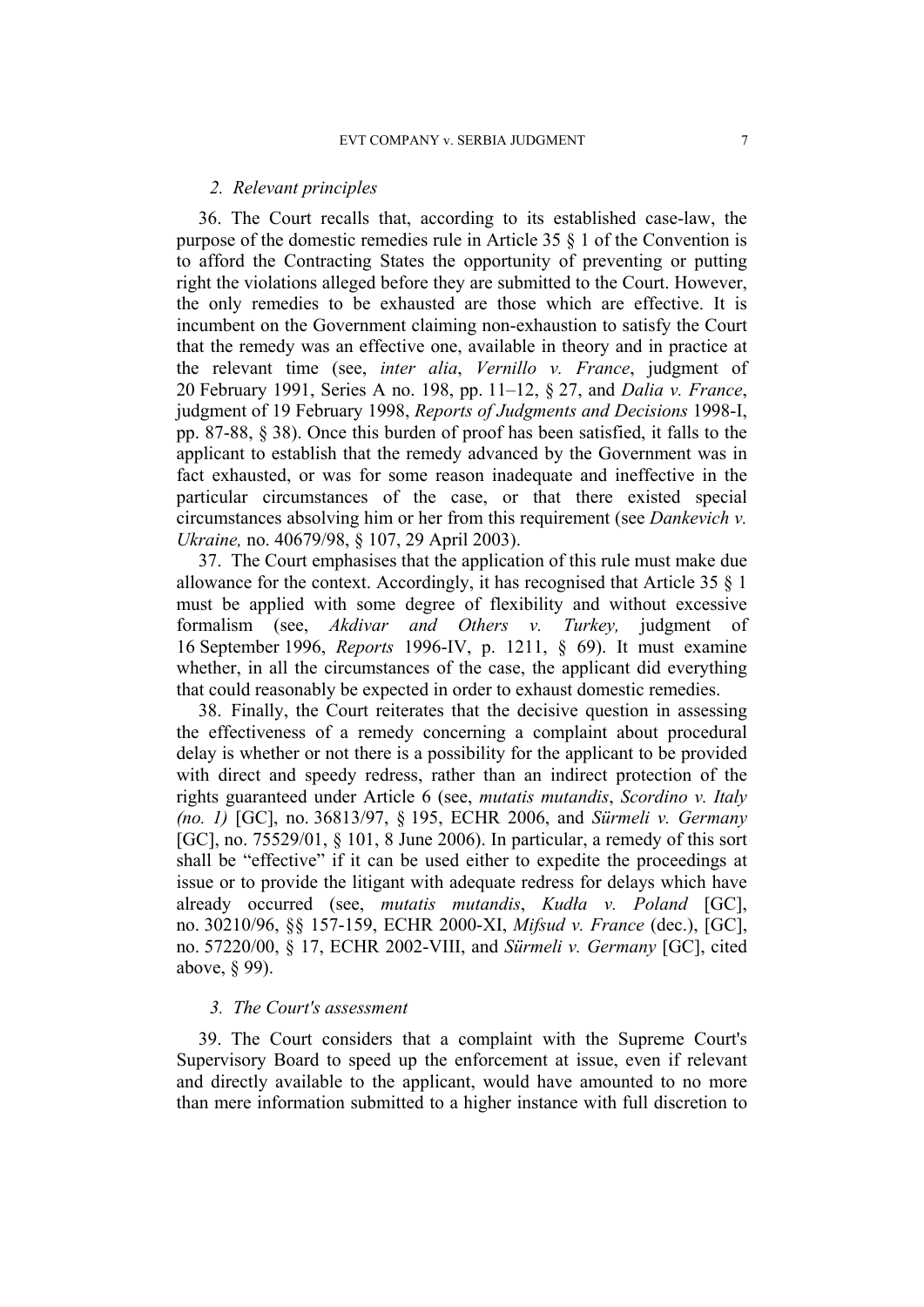### *2. Relevant principles*

36. The Court recalls that, according to its established case-law, the purpose of the domestic remedies rule in Article 35 § 1 of the Convention is to afford the Contracting States the opportunity of preventing or putting right the violations alleged before they are submitted to the Court. However, the only remedies to be exhausted are those which are effective. It is incumbent on the Government claiming non-exhaustion to satisfy the Court that the remedy was an effective one, available in theory and in practice at the relevant time (see, *inter alia*, *Vernillo v. France*, judgment of 20 February 1991, Series A no. 198, pp. 11–12, § 27, and *Dalia v. France*, judgment of 19 February 1998, *Reports of Judgments and Decisions* 1998-I, pp. 87-88, § 38). Once this burden of proof has been satisfied, it falls to the applicant to establish that the remedy advanced by the Government was in fact exhausted, or was for some reason inadequate and ineffective in the particular circumstances of the case, or that there existed special circumstances absolving him or her from this requirement (see *Dankevich v. Ukraine,* no. 40679/98, § 107, 29 April 2003).

37. The Court emphasises that the application of this rule must make due allowance for the context. Accordingly, it has recognised that Article 35 § 1 must be applied with some degree of flexibility and without excessive formalism (see, *Akdivar and Others v. Turkey,* judgment of 16 September 1996, *Reports* 1996-IV, p. 1211, § 69). It must examine whether, in all the circumstances of the case, the applicant did everything that could reasonably be expected in order to exhaust domestic remedies.

38. Finally, the Court reiterates that the decisive question in assessing the effectiveness of a remedy concerning a complaint about procedural delay is whether or not there is a possibility for the applicant to be provided with direct and speedy redress, rather than an indirect protection of the rights guaranteed under Article 6 (see, *mutatis mutandis*, *Scordino v. Italy (no. 1)* [GC], no. 36813/97, § 195, ECHR 2006, and *Sürmeli v. Germany* [GC], no. 75529/01, § 101, 8 June 2006). In particular, a remedy of this sort shall be "effective" if it can be used either to expedite the proceedings at issue or to provide the litigant with adequate redress for delays which have already occurred (see, *mutatis mutandis*, *Kudła v. Poland* [GC], no. 30210/96, §§ 157-159, ECHR 2000-XI, *Mifsud v. France* (dec.), [GC], no. 57220/00, § 17, ECHR 2002-VIII, and *Sürmeli v. Germany* [GC], cited above, § 99).

### *3. The Court's assessment*

39. The Court considers that a complaint with the Supreme Court's Supervisory Board to speed up the enforcement at issue, even if relevant and directly available to the applicant, would have amounted to no more than mere information submitted to a higher instance with full discretion to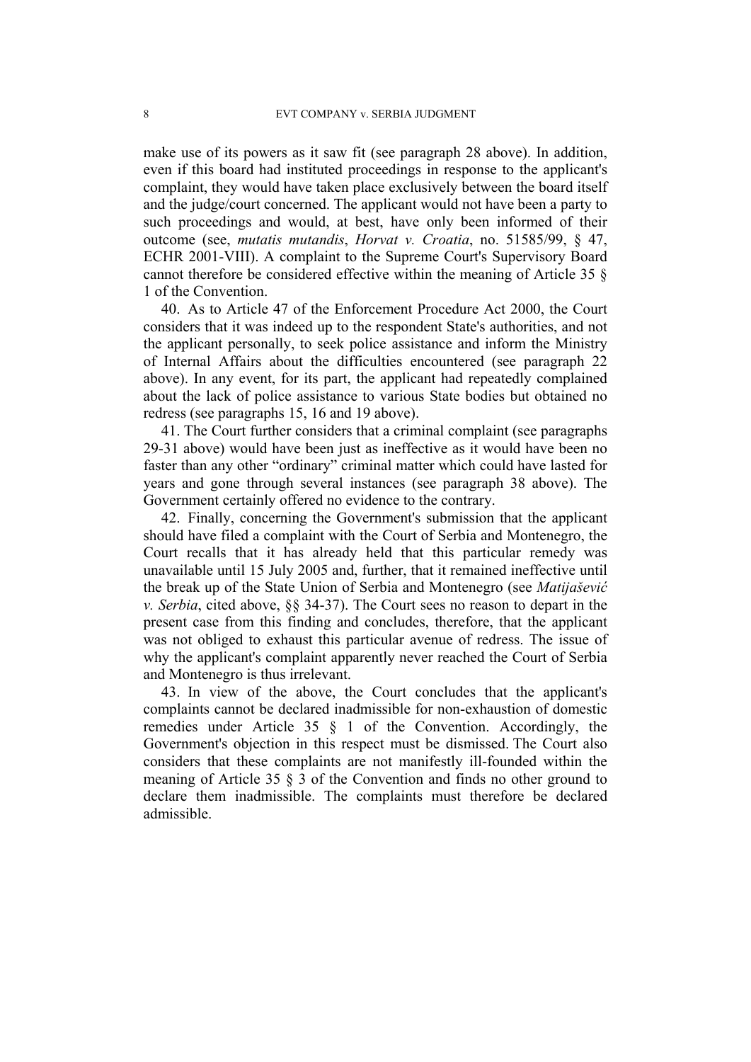make use of its powers as it saw fit (see paragraph 28 above). In addition, even if this board had instituted proceedings in response to the applicant's complaint, they would have taken place exclusively between the board itself and the judge/court concerned. The applicant would not have been a party to such proceedings and would, at best, have only been informed of their outcome (see, *mutatis mutandis*, *Horvat v. Croatia*, no. 51585/99, § 47, ECHR 2001-VIII). A complaint to the Supreme Court's Supervisory Board cannot therefore be considered effective within the meaning of Article 35 § 1 of the Convention.

40. As to Article 47 of the Enforcement Procedure Act 2000, the Court considers that it was indeed up to the respondent State's authorities, and not the applicant personally, to seek police assistance and inform the Ministry of Internal Affairs about the difficulties encountered (see paragraph 22 above). In any event, for its part, the applicant had repeatedly complained about the lack of police assistance to various State bodies but obtained no redress (see paragraphs 15, 16 and 19 above).

41. The Court further considers that a criminal complaint (see paragraphs 29-31 above) would have been just as ineffective as it would have been no faster than any other "ordinary" criminal matter which could have lasted for years and gone through several instances (see paragraph 38 above). The Government certainly offered no evidence to the contrary.

42. Finally, concerning the Government's submission that the applicant should have filed a complaint with the Court of Serbia and Montenegro, the Court recalls that it has already held that this particular remedy was unavailable until 15 July 2005 and, further, that it remained ineffective until the break up of the State Union of Serbia and Montenegro (see *Matijašević v. Serbia*, cited above, §§ 34-37). The Court sees no reason to depart in the present case from this finding and concludes, therefore, that the applicant was not obliged to exhaust this particular avenue of redress. The issue of why the applicant's complaint apparently never reached the Court of Serbia and Montenegro is thus irrelevant.

43. In view of the above, the Court concludes that the applicant's complaints cannot be declared inadmissible for non-exhaustion of domestic remedies under Article 35 § 1 of the Convention. Accordingly, the Government's objection in this respect must be dismissed. The Court also considers that these complaints are not manifestly ill-founded within the meaning of Article 35 § 3 of the Convention and finds no other ground to declare them inadmissible. The complaints must therefore be declared admissible.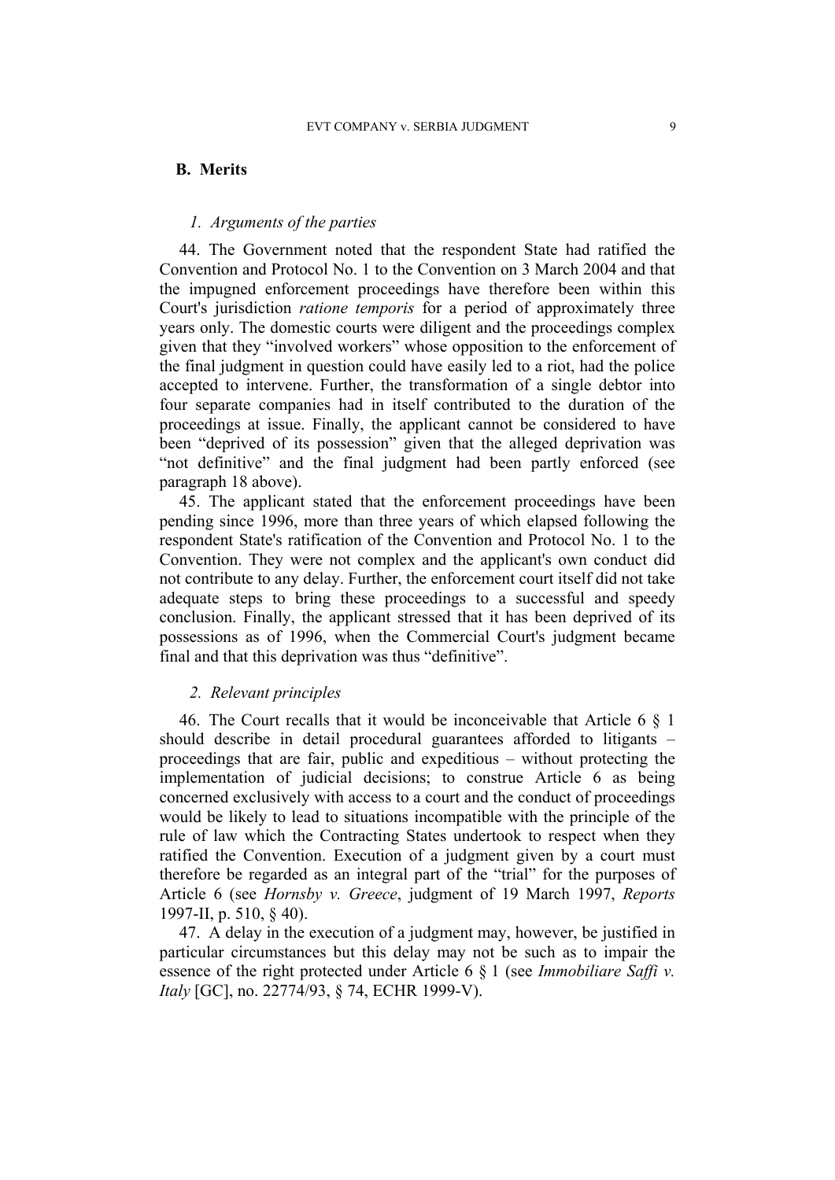## B. Merits

### *1. Arguments of the parties*

44. The Government noted that the respondent State had ratified the Convention and Protocol No. 1 to the Convention on 3 March 2004 and that the impugned enforcement proceedings have therefore been within this Court's jurisdiction *ratione temporis* for a period of approximately three years only. The domestic courts were diligent and the proceedings complex given that they "involved workers" whose opposition to the enforcement of the final judgment in question could have easily led to a riot, had the police accepted to intervene. Further, the transformation of a single debtor into four separate companies had in itself contributed to the duration of the proceedings at issue. Finally, the applicant cannot be considered to have been "deprived of its possession" given that the alleged deprivation was "not definitive" and the final judgment had been partly enforced (see paragraph 18 above).

45. The applicant stated that the enforcement proceedings have been pending since 1996, more than three years of which elapsed following the respondent State's ratification of the Convention and Protocol No. 1 to the Convention. They were not complex and the applicant's own conduct did not contribute to any delay. Further, the enforcement court itself did not take adequate steps to bring these proceedings to a successful and speedy conclusion. Finally, the applicant stressed that it has been deprived of its possessions as of 1996, when the Commercial Court's judgment became final and that this deprivation was thus "definitive".

### *2. Relevant principles*

46. The Court recalls that it would be inconceivable that Article 6 § 1 should describe in detail procedural guarantees afforded to litigants – proceedings that are fair, public and expeditious – without protecting the implementation of judicial decisions; to construe Article 6 as being concerned exclusively with access to a court and the conduct of proceedings would be likely to lead to situations incompatible with the principle of the rule of law which the Contracting States undertook to respect when they ratified the Convention. Execution of a judgment given by a court must therefore be regarded as an integral part of the "trial" for the purposes of Article 6 (see *Hornsby v. Greece*, judgment of 19 March 1997, *Reports* 1997-II, p. 510, § 40).

47. A delay in the execution of a judgment may, however, be justified in particular circumstances but this delay may not be such as to impair the essence of the right protected under Article 6 § 1 (see *Immobiliare Saffi v. Italy* [GC], no. 22774/93, § 74, ECHR 1999-V).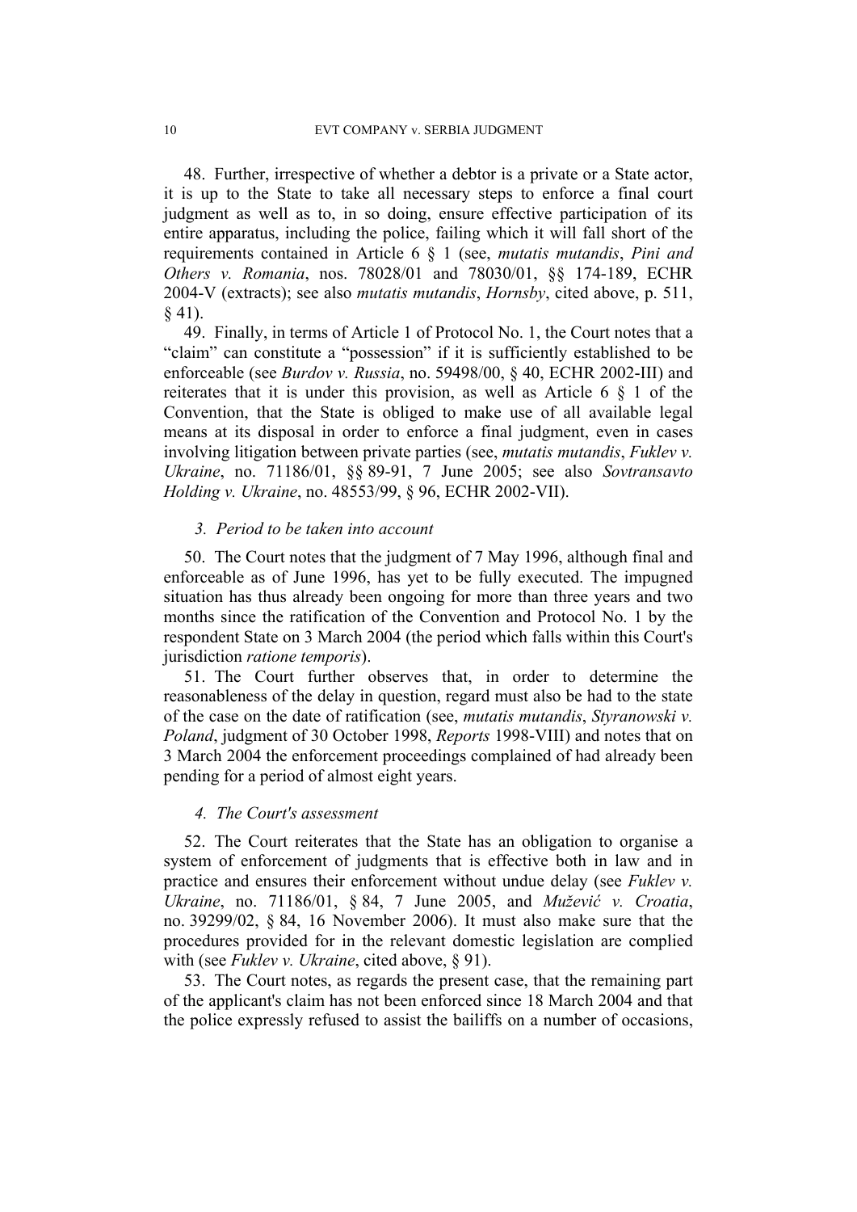48. Further, irrespective of whether a debtor is a private or a State actor, it is up to the State to take all necessary steps to enforce a final court judgment as well as to, in so doing, ensure effective participation of its entire apparatus, including the police, failing which it will fall short of the requirements contained in Article 6 § 1 (see, *mutatis mutandis*, *Pini and Others v. Romania*, nos. 78028/01 and 78030/01, §§ 174-189, ECHR 2004-V (extracts); see also *mutatis mutandis*, *Hornsby*, cited above, p. 511, § 41).

49. Finally, in terms of Article 1 of Protocol No. 1, the Court notes that a "claim" can constitute a "possession" if it is sufficiently established to be enforceable (see *Burdov v. Russia*, no. 59498/00, § 40, ECHR 2002-III) and reiterates that it is under this provision, as well as Article 6 § 1 of the Convention, that the State is obliged to make use of all available legal means at its disposal in order to enforce a final judgment, even in cases involving litigation between private parties (see, *mutatis mutandis*, *Fuklev v. Ukraine*, no. 71186/01, §§ 89-91, 7 June 2005; see also *Sovtransavto Holding v. Ukraine*, no. 48553/99, § 96, ECHR 2002-VII).

### *3. Period to be taken into account*

50. The Court notes that the judgment of 7 May 1996, although final and enforceable as of June 1996, has yet to be fully executed. The impugned situation has thus already been ongoing for more than three years and two months since the ratification of the Convention and Protocol No. 1 by the respondent State on 3 March 2004 (the period which falls within this Court's jurisdiction *ratione temporis*).

51. The Court further observes that, in order to determine the reasonableness of the delay in question, regard must also be had to the state of the case on the date of ratification (see, *mutatis mutandis*, *Styranowski v. Poland*, judgment of 30 October 1998, *Reports* 1998-VIII) and notes that on 3 March 2004 the enforcement proceedings complained of had already been pending for a period of almost eight years.

### *4. The Court's assessment*

52. The Court reiterates that the State has an obligation to organise a system of enforcement of judgments that is effective both in law and in practice and ensures their enforcement without undue delay (see *Fuklev v. Ukraine*, no. 71186/01, § 84, 7 June 2005, and *Muževič v. Croatia*, no. 39299/02, § 84, 16 November 2006). It must also make sure that the procedures provided for in the relevant domestic legislation are complied with (see *Fuklev v. Ukraine*, cited above, § 91).

53. The Court notes, as regards the present case, that the remaining part of the applicant's claim has not been enforced since 18 March 2004 and that the police expressly refused to assist the bailiffs on a number of occasions,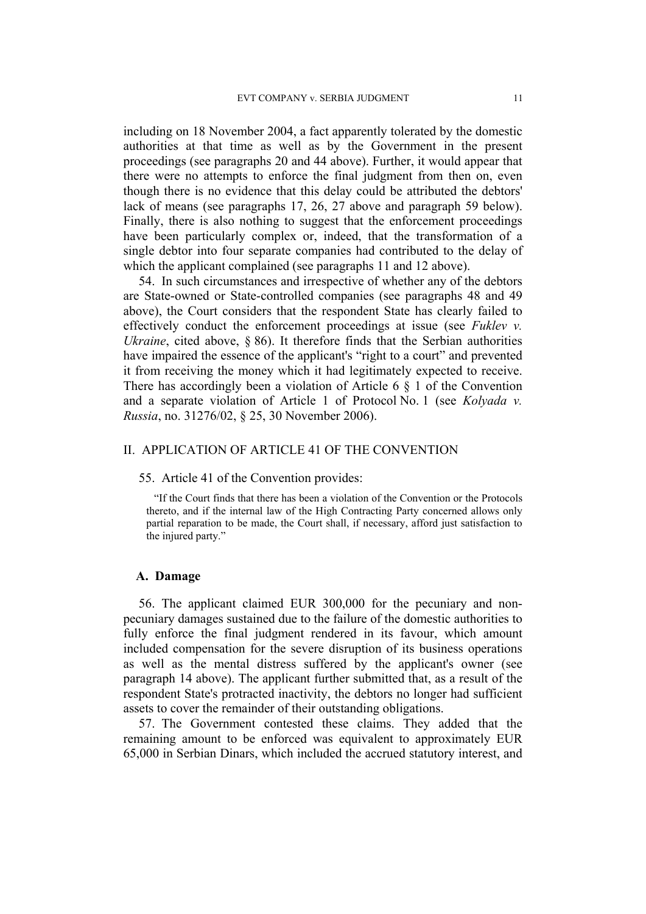including on 18 November 2004, a fact apparently tolerated by the domestic authorities at that time as well as by the Government in the present proceedings (see paragraphs 20 and 44 above). Further, it would appear that there were no attempts to enforce the final judgment from then on, even though there is no evidence that this delay could be attributed the debtors' lack of means (see paragraphs 17, 26, 27 above and paragraph 59 below). Finally, there is also nothing to suggest that the enforcement proceedings have been particularly complex or, indeed, that the transformation of a single debtor into four separate companies had contributed to the delay of which the applicant complained (see paragraphs 11 and 12 above).

54. In such circumstances and irrespective of whether any of the debtors are State-owned or State-controlled companies (see paragraphs 48 and 49 above), the Court considers that the respondent State has clearly failed to effectively conduct the enforcement proceedings at issue (see *Fuklev v. Ukraine*, cited above, § 86). It therefore finds that the Serbian authorities have impaired the essence of the applicant's "right to a court" and prevented it from receiving the money which it had legitimately expected to receive. There has accordingly been a violation of Article 6 § 1 of the Convention and a separate violation of Article 1 of Protocol No. 1 (see *Kolyada v. Russia*, no. 31276/02, § 25, 30 November 2006).

## II. APPLICATION OF ARTICLE 41 OF THE CONVENTION

55. Article 41 of the Convention provides:

> "If the Court finds that there has been a violation of the Convention or the Protocols thereto, and if the internal law of the High Contracting Party concerned allows only partial reparation to be made, the Court shall, if necessary, afford just satisfaction to the injured party."

### A. Damage

56. The applicant claimed EUR 300,000 for the pecuniary and non-pecuniary damages sustained due to the failure of the domestic authorities to fully enforce the final judgment rendered in its favour, which amount included compensation for the severe disruption of its business operations as well as the mental distress suffered by the applicant's owner (see paragraph 14 above). The applicant further submitted that, as a result of the respondent State's protracted inactivity, the debtors no longer had sufficient assets to cover the remainder of their outstanding obligations.

57. The Government contested these claims. They added that the remaining amount to be enforced was equivalent to approximately EUR 65,000 in Serbian Dinars, which included the accrued statutory interest, and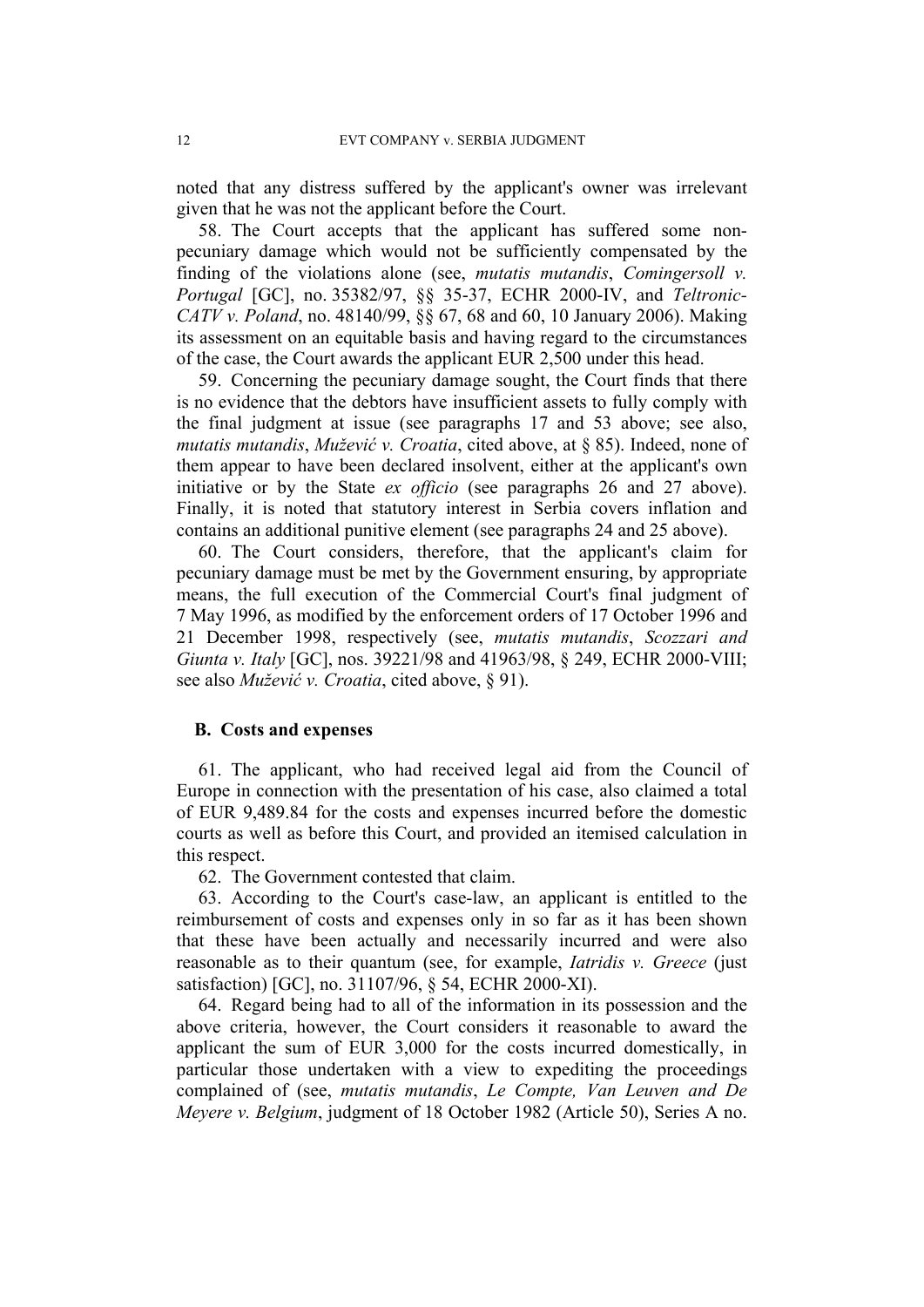noted that any distress suffered by the applicant's owner was irrelevant given that he was not the applicant before the Court.

58. The Court accepts that the applicant has suffered some non-pecuniary damage which would not be sufficiently compensated by the finding of the violations alone (see, *mutatis mutandis*, *Comingersoll v. Portugal* [GC], no. 35382/97, §§ 35-37, ECHR 2000-IV, and *Teltronic-CATV v. Poland*, no. 48140/99, §§ 67, 68 and 60, 10 January 2006). Making its assessment on an equitable basis and having regard to the circumstances of the case, the Court awards the applicant EUR 2,500 under this head.

59. Concerning the pecuniary damage sought, the Court finds that there is no evidence that the debtors have insufficient assets to fully comply with the final judgment at issue (see paragraphs 17 and 53 above; see also, *mutatis mutandis*, *Mužević v. Croatia*, cited above, at § 85). Indeed, none of them appear to have been declared insolvent, either at the applicant's own initiative or by the State *ex officio* (see paragraphs 26 and 27 above). Finally, it is noted that statutory interest in Serbia covers inflation and contains an additional punitive element (see paragraphs 24 and 25 above).

60. The Court considers, therefore, that the applicant's claim for pecuniary damage must be met by the Government ensuring, by appropriate means, the full execution of the Commercial Court's final judgment of 7 May 1996, as modified by the enforcement orders of 17 October 1996 and 21 December 1998, respectively (see, *mutatis mutandis*, *Scozzari and Giunta v. Italy* [GC], nos. 39221/98 and 41963/98, § 249, ECHR 2000-VIII; see also *Mužević v. Croatia*, cited above, § 91).

## B. Costs and expenses

61. The applicant, who had received legal aid from the Council of Europe in connection with the presentation of his case, also claimed a total of EUR 9,489.84 for the costs and expenses incurred before the domestic courts as well as before this Court, and provided an itemised calculation in this respect.

62. The Government contested that claim.

63. According to the Court's case-law, an applicant is entitled to the reimbursement of costs and expenses only in so far as it has been shown that these have been actually and necessarily incurred and were also reasonable as to their quantum (see, for example, *Iatridis v. Greece* (just satisfaction) [GC], no. 31107/96, § 54, ECHR 2000-XI).

64. Regard being had to all of the information in its possession and the above criteria, however, the Court considers it reasonable to award the applicant the sum of EUR 3,000 for the costs incurred domestically, in particular those undertaken with a view to expediting the proceedings complained of (see, *mutatis mutandis*, *Le Compte, Van Leuven and De Meyere v. Belgium*, judgment of 18 October 1982 (Article 50), Series A no.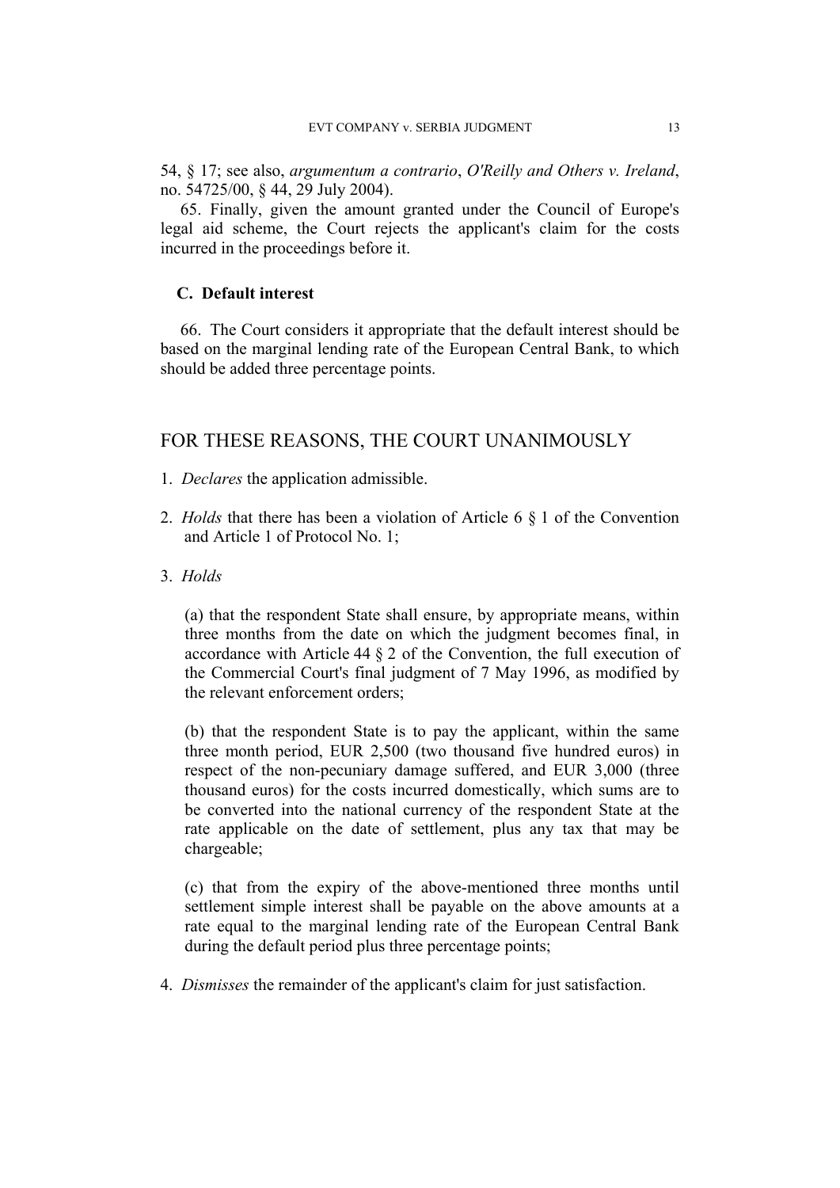54, § 17; see also, *argumentum a contrario*, *O'Reilly and Others v. Ireland*, no. 54725/00, § 44, 29 July 2004).

65. Finally, given the amount granted under the Council of Europe's legal aid scheme, the Court rejects the applicant's claim for the costs incurred in the proceedings before it.

### C. Default interest

66. The Court considers it appropriate that the default interest should be based on the marginal lending rate of the European Central Bank, to which should be added three percentage points.

## FOR THESE REASONS, THE COURT UNANIMOUSLY

1. *Declares* the application admissible.

2. *Holds* that there has been a violation of Article 6 § 1 of the Convention and Article 1 of Protocol No. 1;

3. *Holds*

   (a) that the respondent State shall ensure, by appropriate means, within three months from the date on which the judgment becomes final, in accordance with Article 44 § 2 of the Convention, the full execution of the Commercial Court's final judgment of 7 May 1996, as modified by the relevant enforcement orders;

   (b) that the respondent State is to pay the applicant, within the same three month period, EUR 2,500 (two thousand five hundred euros) in respect of the non-pecuniary damage suffered, and EUR 3,000 (three thousand euros) for the costs incurred domestically, which sums are to be converted into the national currency of the respondent State at the rate applicable on the date of settlement, plus any tax that may be chargeable;

   (c) that from the expiry of the above-mentioned three months until settlement simple interest shall be payable on the above amounts at a rate equal to the marginal lending rate of the European Central Bank during the default period plus three percentage points;

4. *Dismisses* the remainder of the applicant's claim for just satisfaction.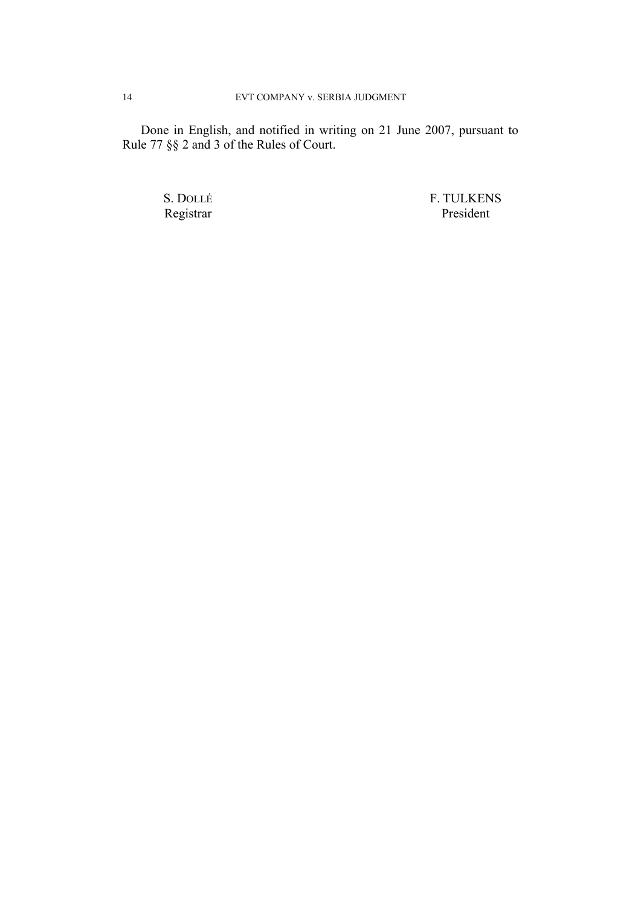Done in English, and notified in writing on 21 June 2007, pursuant to Rule 77 §§ 2 and 3 of the Rules of Court.

| | |
|---|---|
| S. DOLLÉ | F. TULKENS |
| Registrar | President |